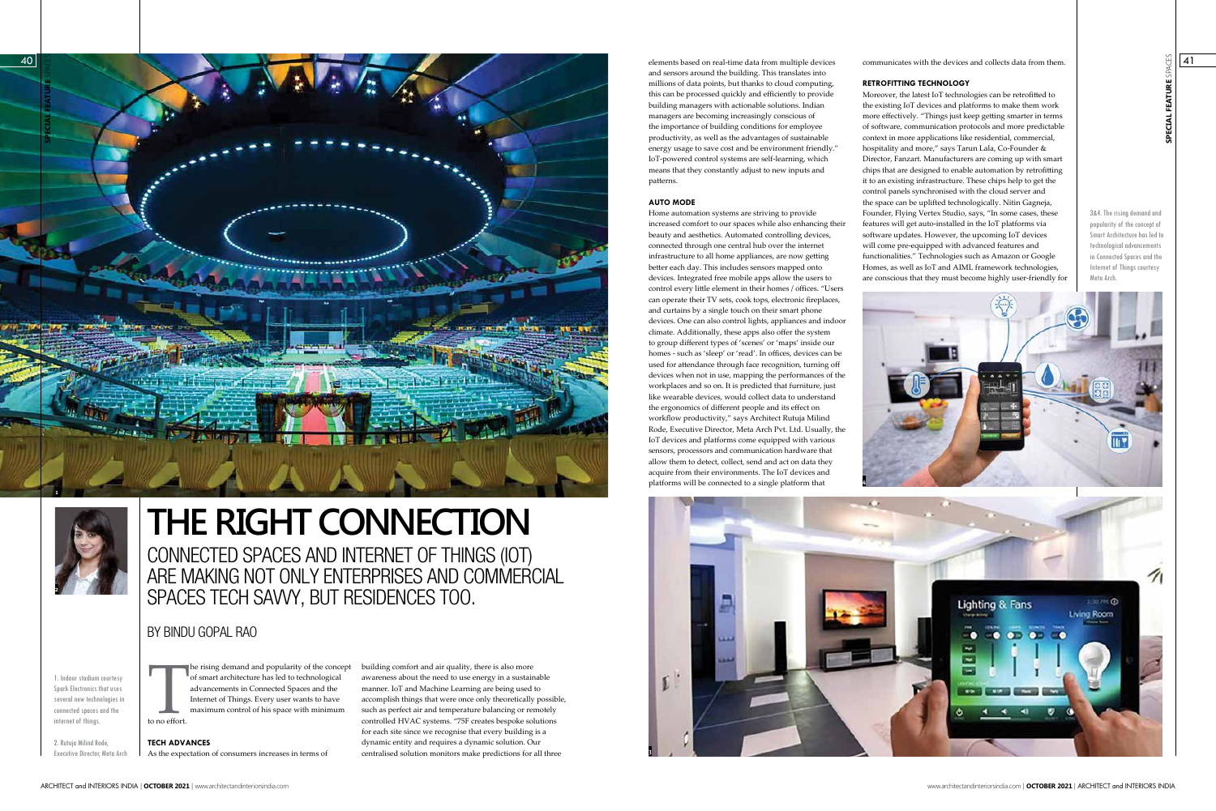# THE RIGHT CONNECTION

## CONNECTED SPACES AND INTERNET OF THINGS (IOT) ARE MAKING NOT ONLY ENTERPRISES AND COMMERCIAL SPACES TECH SAVVY, BUT RESIDENCES TOO.

BY BINDU GOPAL RAO

1. Indoor stadium courtesy Spark Electronics that uses several new technologies in connected spaces and the internet of things.

2. Rutuja Milind Rode, Executive Director, Meta Arch

The rising demand and popularity of the concept of smart architecture has led to technological advancements in Connected Spaces and the Internet of Things. Every user wants to have maximum control of his space with minimum to no effort.

### TECH ADVANCES

As the expectation of consumers increases in terms of building comfort and air quality, there is also more awareness about the need to use energy in a sustainable manner. IoT and Machine Learning are being used to accomplish things that were once only theoretically possible, such as perfect air and temperature balancing or remotely controlled HVAC systems. "75F creates bespoke solutions for each site since we recognise that every building is a dynamic entity and requires a dynamic solution. Our centralised solution monitors make predictions for all three elements based on real-time data from multiple devices and sensors around the building. This translates into millions of data points, but thanks to cloud computing, this can be processed quickly and efficiently to provide building managers with actionable solutions. Indian managers are becoming increasingly conscious of the importance of building conditions for employee productivity, as well as the advantages of sustainable energy usage to save cost and be environment friendly." IoT-powered control systems are self-learning, which means that they constantly adjust to new inputs and patterns.

### AUTO MODE

Home automation systems are striving to provide increased comfort to our spaces while also enhancing their beauty and aesthetics. Automated controlling devices, connected through one central hub over the internet infrastructure to all home appliances, are now getting better each day. This includes sensors mapped onto devices. Integrated free mobile apps allow the users to control every little element in their homes / offices. "Users can operate their TV sets, cook tops, electronic fireplaces, and curtains by a single touch on their smart phone devices. One can also control lights, appliances and indoor climate. Additionally, these apps also offer the system to group different types of 'scenes' or 'maps' inside our homes - such as 'sleep' or 'read'. In offices, devices can be used for attendance through face recognition, turning off devices when not in use, mapping the performances of the workplaces and so on. It is predicted that furniture, just like wearable devices, would collect data to understand the ergonomics of different people and its effect on workflow productivity," says Architect Rutuja Milind Rode, Executive Director, Meta Arch Pvt. Ltd. Usually, the IoT devices and platforms come equipped with various sensors, processors and communication hardware that allow them to detect, collect, send and act on data they acquire from their environments. The IoT devices and platforms will be connected to a single platform that communicates with the devices and collects data from them.

### RETROFITTING TECHNOLOGY

Moreover, the latest IoT technologies can be retrofitted to the existing IoT devices and platforms to make them work more effectively. "Things just keep getting smarter in terms of software, communication protocols and more predictable context in more applications like residential, commercial, hospitality and more," says Tarun Lala, Co-Founder & Director, Fanzart. Manufacturers are coming up with smart chips that are designed to enable automation by retrofitting it to an existing infrastructure. These chips help to get the control panels synchronised with the cloud server and the space can be uplifted technologically. Nitin Gagneja, Founder, Flying Vertex Studio, says, "In some cases, these features will get auto-installed in the IoT platforms via software updates. However, the upcoming IoT devices will come pre-equipped with advanced features and functionalities." Technologies such as Amazon or Google Homes, as well as IoT and AIML framework technologies, are conscious that they must become highly user-friendly for

3&4. The rising demand and popularity of the concept of Smart Architecture has led to technological advancements in Connected Spaces and the Internet of Things courtesy Meta Arch.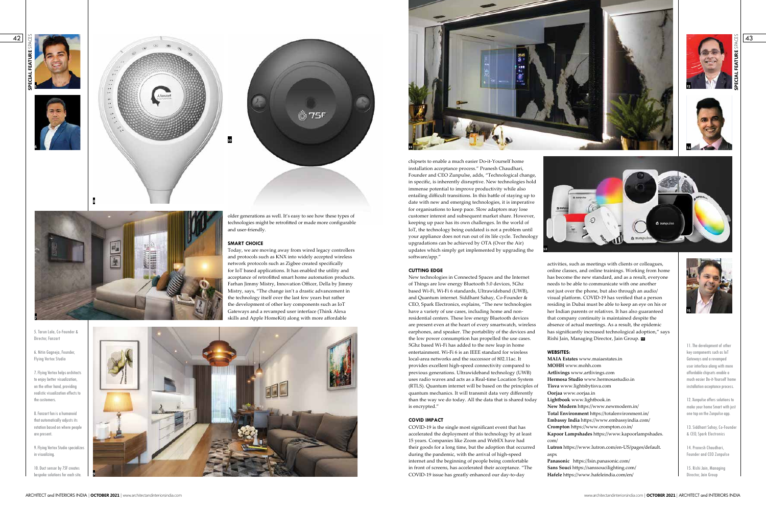older generations as well. It's easy to see how these types of technologies might be retrofitted or made more configurable and user-friendly.

### SMART CHOICE

Today, we are moving away from wired legacy controllers and protocols such as KNX into widely accepted wireless network protocols such as Zigbee created specifically for IoT based applications. It has enabled the utility and acceptance of retrofitted smart home automation products. Farhan Jimmy Mistry, Innovation Officer, Della by Jimmy Mistry, says, "The change isn't a drastic advancement in the technology itself over the last few years but rather the development of other key components such as IoT Gateways and a revamped user interface (Think Alexa skills and Apple HomeKit) along with more affordable chipsets to enable a much easier Do-it-Yourself home installation acceptance process." Pranesh Chaudhari, Founder and CEO Zunpulse, adds, "Technological change, in specific, is inherently disruptive. New technologies hold immense potential to improve productivity while also entailing difficult transitions. In this battle of staying up to date with new and emerging technologies, it is imperative for organisations to keep pace. Slow adaptors may lose customer interest and subsequent market share. However, keeping up pace has its own challenges. In the world of IoT, the technology being outdated is not a problem until your appliance does not run out of its life cycle. Technology upgradations can be achieved by OTA (Over the Air) updates which simply get implemented by upgrading the software/app."

### CUTTING EDGE

New technologies in Connected Spaces and the Internet of Things are low energy Bluetooth 5.0 devices, 5Ghz based Wi-Fi, Wi-Fi 6 standards, Ultrawideband (UWB), and Quantum internet. Siddhant Sahay, Co-Founder & CEO, Spark Electronics, explains, "The new technologies have a variety of use cases, including home and non-residential centers. These low energy Bluetooth devices are present even at the heart of every smartwatch, wireless earphones, and speaker. The portability of the devices and the low power consumption has propelled the use cases. 5Ghz based Wi-Fi has added to the new leap in home entertainment. Wi-Fi 6 is an IEEE standard for wireless local-area networks and the successor of 802.11ac. It provides excellent high-speed connectivity compared to previous generations. Ultrawideband technology (UWB) uses radio waves and acts as a Real-time Location System (RTLS). Quantum internet will be based on the principles of quantum mechanics. It will transmit data very differently than the way we do today. All the data that is shared today is encrypted."

### COVID IMPACT

COVID-19 is the single most significant event that has accelerated the deployment of this technology by at least 15 years. Companies like Zoom and WebEX have had their goods for a long time, but the adoption that occurred during the pandemic, with the arrival of high-speed internet and the beginning of people being comfortable in front of screens, has accelerated their acceptance. "The COVID-19 issue has greatly enhanced our day-to-day activities, such as meetings with clients or colleagues, online classes, and online trainings. Working from home has become the new standard, and as a result, everyone needs to be able to communicate with one another not just over the phone, but also through an audio/visual platform. COVID-19 has verified that a person residing in Dubai must be able to keep an eye on his or her Indian parents or relatives. It has also guaranteed that company continuity is maintained despite the absence of actual meetings. As a result, the epidemic has significantly increased technological adoption," says Rishi Jain, Managing Director, Jain Group.

### WEBSITES:

**MAIA Estates** www.maiaestates.in
**MOHH** www.mohh.com
**Artlivings** www.artlivings.com
**Hermosa Studio** www.hermosastudio.in
**Tisva** www.lightsbytisva.com
**Oorjaa** www.oorjaa.in
**Lightbook** www.lightbook.in
**New Modern** https://www.newmodern.in/
**Total Environment** https://totalenvironment.in/
**Embassy India** https://www.embassyindia.com/
**Crompton** https://www.crompton.co.in/
**Kapoor Lampshades** https://www.kapoorlampshades.com/
**Lutron** https://www.lutron.com/en-US/pages/default.aspx
**Panasonic** https://lsin.panasonic.com/
**Sans Souci** https://sanssoucilighting.com/
**Hafele** https://www.hafeleindia.com/en/

5. Tarun Lala, Co-Founder & Director, Fanzart

6. Nitin Gagneja, Founder, Flying Vertex Studio

7. Flying Vertex helps architects to enjoy better visualization, on the other hand, providing realistic visualization effects to the customers.

8. Fanzart fan is a humanoid that automatically adjusts its rotation based on where people are present.

9. Flying Vertex Studio specializes in visualizing.

10. Duct sensor by 75F creates bespoke solutions for each site.

11. The development of other key components such as IoT Gateways and a revamped user interface along with more affordable chipsets enable a much easier Do-it-Yourself home installation acceptance process.

12. Zunpulse offers solutions to make your home Smart with just one tap on the Zunpulse app.

13. Siddhant Sahay, Co-Founder & CEO, Spark Electronics

14. Pranesh Chaudhari, Founder and CEO Zunpulse

15. Rishi Jain, Managing Director, Jain Group